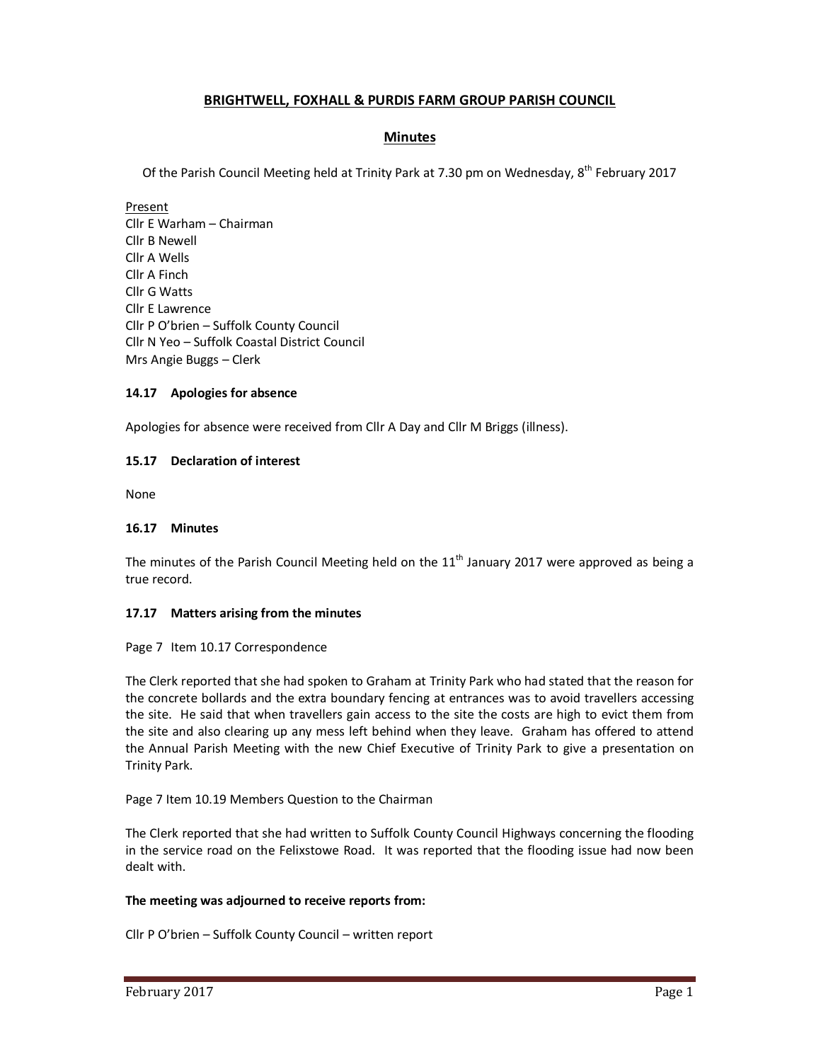# BRIGHTWELL, FOXHALL & PURDIS FARM GROUP PARISH COUNCIL

## Minutes

Of the Parish Council Meeting held at Trinity Park at 7.30 pm on Wednesday, 8th February 2017

Present
Cllr E Warham – Chairman
Cllr B Newell
Cllr A Wells
Cllr A Finch
Cllr G Watts
Cllr E Lawrence
Cllr P O'brien – Suffolk County Council
Cllr N Yeo – Suffolk Coastal District Council
Mrs Angie Buggs – Clerk

### 14.17 Apologies for absence

Apologies for absence were received from Cllr A Day and Cllr M Briggs (illness).

### 15.17 Declaration of interest

None

### 16.17 Minutes

The minutes of the Parish Council Meeting held on the 11th January 2017 were approved as being a true record.

### 17.17 Matters arising from the minutes

Page 7 Item 10.17 Correspondence

The Clerk reported that she had spoken to Graham at Trinity Park who had stated that the reason for the concrete bollards and the extra boundary fencing at entrances was to avoid travellers accessing the site. He said that when travellers gain access to the site the costs are high to evict them from the site and also clearing up any mess left behind when they leave. Graham has offered to attend the Annual Parish Meeting with the new Chief Executive of Trinity Park to give a presentation on Trinity Park.

Page 7 Item 10.19 Members Question to the Chairman

The Clerk reported that she had written to Suffolk County Council Highways concerning the flooding in the service road on the Felixstowe Road. It was reported that the flooding issue had now been dealt with.

**The meeting was adjourned to receive reports from:**

Cllr P O'brien – Suffolk County Council – written report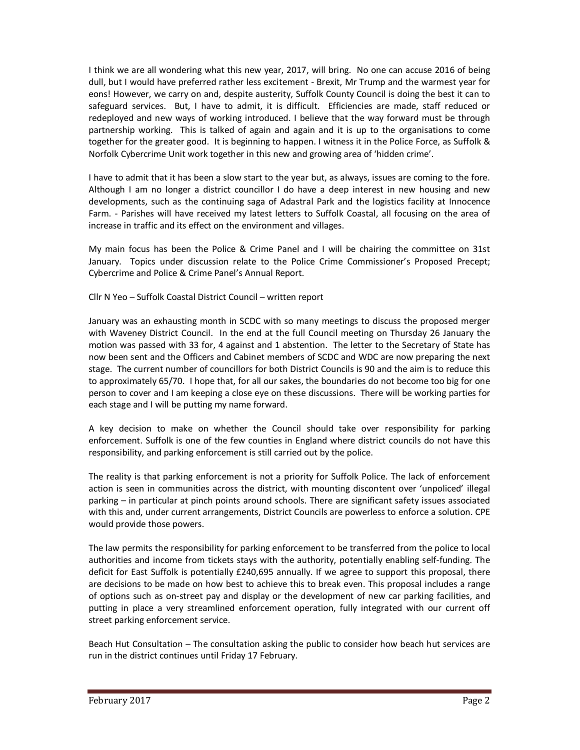I think we are all wondering what this new year, 2017, will bring. No one can accuse 2016 of being dull, but I would have preferred rather less excitement - Brexit, Mr Trump and the warmest year for eons! However, we carry on and, despite austerity, Suffolk County Council is doing the best it can to safeguard services. But, I have to admit, it is difficult. Efficiencies are made, staff reduced or redeployed and new ways of working introduced. I believe that the way forward must be through partnership working. This is talked of again and again and it is up to the organisations to come together for the greater good. It is beginning to happen. I witness it in the Police Force, as Suffolk & Norfolk Cybercrime Unit work together in this new and growing area of 'hidden crime'.

I have to admit that it has been a slow start to the year but, as always, issues are coming to the fore. Although I am no longer a district councillor I do have a deep interest in new housing and new developments, such as the continuing saga of Adastral Park and the logistics facility at Innocence Farm. - Parishes will have received my latest letters to Suffolk Coastal, all focusing on the area of increase in traffic and its effect on the environment and villages.

My main focus has been the Police & Crime Panel and I will be chairing the committee on 31st January. Topics under discussion relate to the Police Crime Commissioner's Proposed Precept; Cybercrime and Police & Crime Panel's Annual Report.

Cllr N Yeo – Suffolk Coastal District Council – written report

January was an exhausting month in SCDC with so many meetings to discuss the proposed merger with Waveney District Council. In the end at the full Council meeting on Thursday 26 January the motion was passed with 33 for, 4 against and 1 abstention. The letter to the Secretary of State has now been sent and the Officers and Cabinet members of SCDC and WDC are now preparing the next stage. The current number of councillors for both District Councils is 90 and the aim is to reduce this to approximately 65/70. I hope that, for all our sakes, the boundaries do not become too big for one person to cover and I am keeping a close eye on these discussions. There will be working parties for each stage and I will be putting my name forward.

A key decision to make on whether the Council should take over responsibility for parking enforcement. Suffolk is one of the few counties in England where district councils do not have this responsibility, and parking enforcement is still carried out by the police.

The reality is that parking enforcement is not a priority for Suffolk Police. The lack of enforcement action is seen in communities across the district, with mounting discontent over 'unpoliced' illegal parking – in particular at pinch points around schools. There are significant safety issues associated with this and, under current arrangements, District Councils are powerless to enforce a solution. CPE would provide those powers.

The law permits the responsibility for parking enforcement to be transferred from the police to local authorities and income from tickets stays with the authority, potentially enabling self-funding. The deficit for East Suffolk is potentially £240,695 annually. If we agree to support this proposal, there are decisions to be made on how best to achieve this to break even. This proposal includes a range of options such as on-street pay and display or the development of new car parking facilities, and putting in place a very streamlined enforcement operation, fully integrated with our current off street parking enforcement service.

Beach Hut Consultation – The consultation asking the public to consider how beach hut services are run in the district continues until Friday 17 February.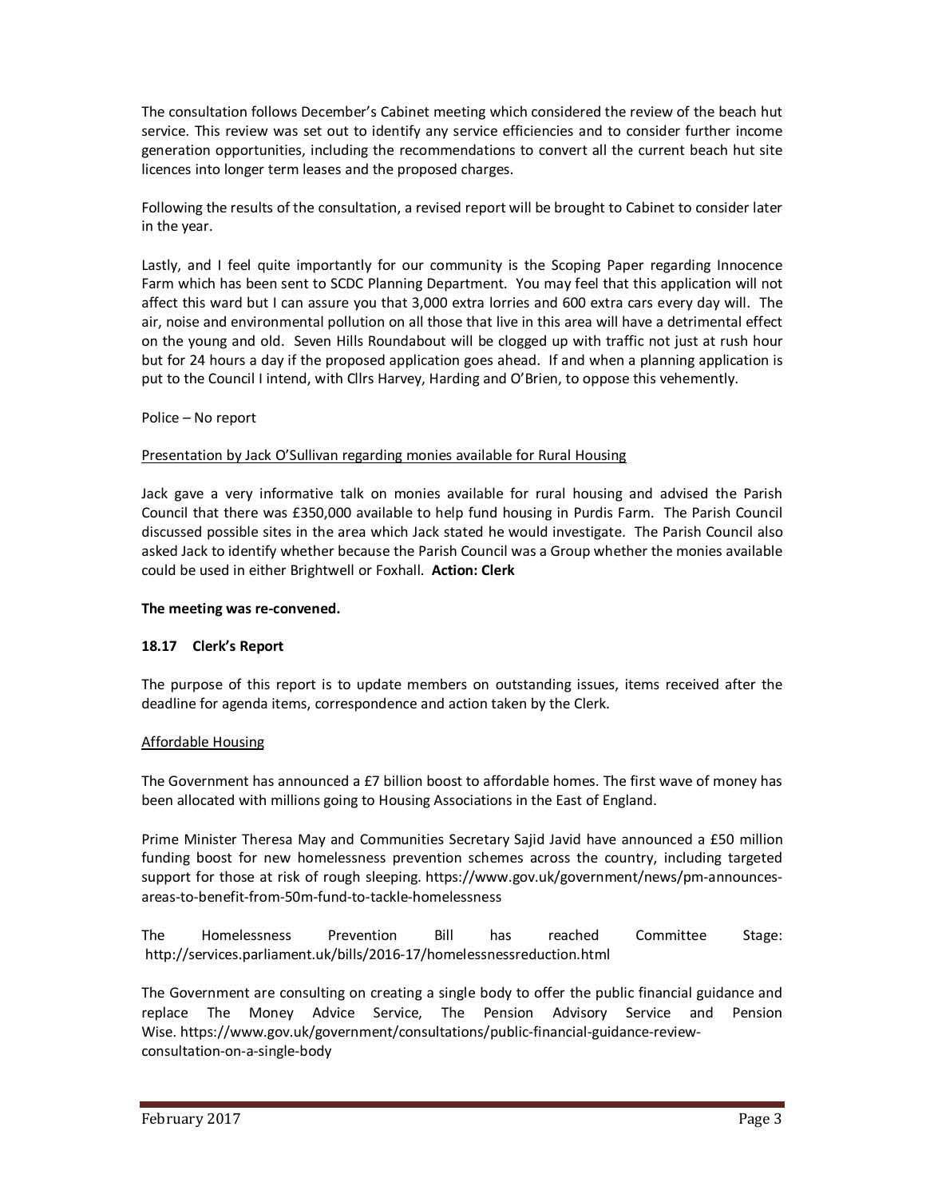The consultation follows December's Cabinet meeting which considered the review of the beach hut service. This review was set out to identify any service efficiencies and to consider further income generation opportunities, including the recommendations to convert all the current beach hut site licences into longer term leases and the proposed charges.

Following the results of the consultation, a revised report will be brought to Cabinet to consider later in the year.

Lastly, and I feel quite importantly for our community is the Scoping Paper regarding Innocence Farm which has been sent to SCDC Planning Department. You may feel that this application will not affect this ward but I can assure you that 3,000 extra lorries and 600 extra cars every day will. The air, noise and environmental pollution on all those that live in this area will have a detrimental effect on the young and old. Seven Hills Roundabout will be clogged up with traffic not just at rush hour but for 24 hours a day if the proposed application goes ahead. If and when a planning application is put to the Council I intend, with Cllrs Harvey, Harding and O'Brien, to oppose this vehemently.

Police – No report

Presentation by Jack O'Sullivan regarding monies available for Rural Housing

Jack gave a very informative talk on monies available for rural housing and advised the Parish Council that there was £350,000 available to help fund housing in Purdis Farm. The Parish Council discussed possible sites in the area which Jack stated he would investigate. The Parish Council also asked Jack to identify whether because the Parish Council was a Group whether the monies available could be used in either Brightwell or Foxhall. **Action: Clerk**

**The meeting was re-convened.**

### 18.17 Clerk's Report

The purpose of this report is to update members on outstanding issues, items received after the deadline for agenda items, correspondence and action taken by the Clerk.

Affordable Housing

The Government has announced a £7 billion boost to affordable homes. The first wave of money has been allocated with millions going to Housing Associations in the East of England.

Prime Minister Theresa May and Communities Secretary Sajid Javid have announced a £50 million funding boost for new homelessness prevention schemes across the country, including targeted support for those at risk of rough sleeping. https://www.gov.uk/government/news/pm-announces-areas-to-benefit-from-50m-fund-to-tackle-homelessness

The Homelessness Prevention Bill has reached Committee Stage: http://services.parliament.uk/bills/2016-17/homelessnessreduction.html

The Government are consulting on creating a single body to offer the public financial guidance and replace The Money Advice Service, The Pension Advisory Service and Pension Wise. https://www.gov.uk/government/consultations/public-financial-guidance-review-consultation-on-a-single-body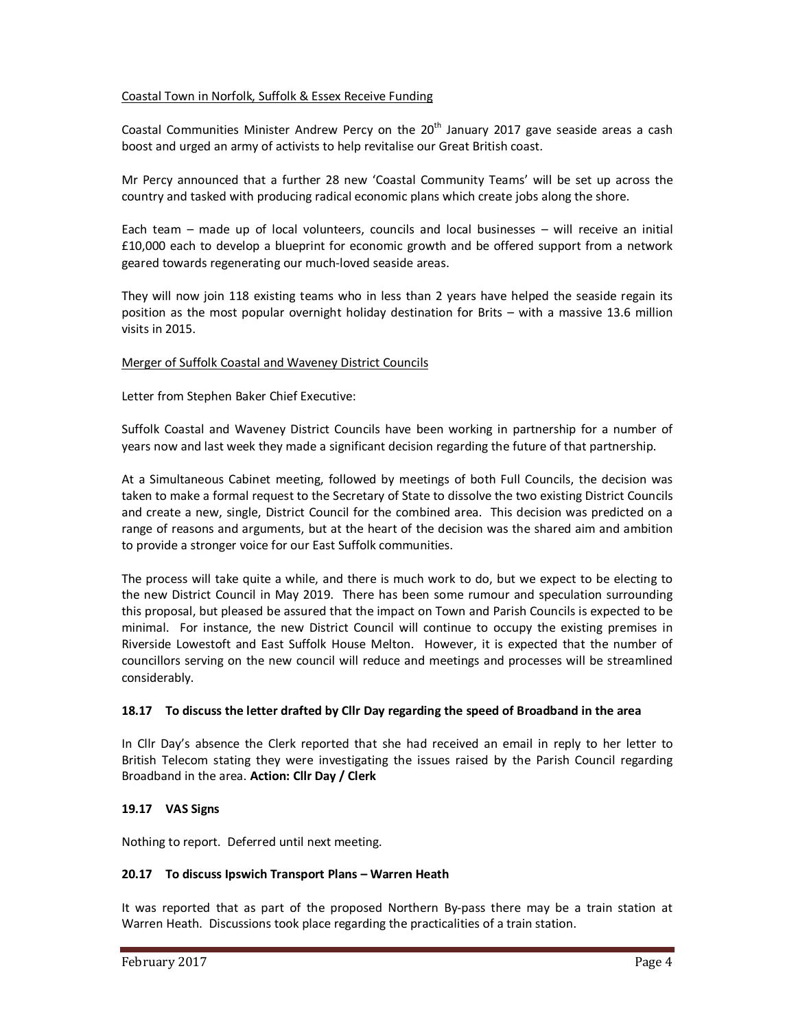Coastal Town in Norfolk, Suffolk & Essex Receive Funding

Coastal Communities Minister Andrew Percy on the 20th January 2017 gave seaside areas a cash boost and urged an army of activists to help revitalise our Great British coast.

Mr Percy announced that a further 28 new 'Coastal Community Teams' will be set up across the country and tasked with producing radical economic plans which create jobs along the shore.

Each team – made up of local volunteers, councils and local businesses – will receive an initial £10,000 each to develop a blueprint for economic growth and be offered support from a network geared towards regenerating our much-loved seaside areas.

They will now join 118 existing teams who in less than 2 years have helped the seaside regain its position as the most popular overnight holiday destination for Brits – with a massive 13.6 million visits in 2015.

Merger of Suffolk Coastal and Waveney District Councils

Letter from Stephen Baker Chief Executive:

Suffolk Coastal and Waveney District Councils have been working in partnership for a number of years now and last week they made a significant decision regarding the future of that partnership.

At a Simultaneous Cabinet meeting, followed by meetings of both Full Councils, the decision was taken to make a formal request to the Secretary of State to dissolve the two existing District Councils and create a new, single, District Council for the combined area. This decision was predicted on a range of reasons and arguments, but at the heart of the decision was the shared aim and ambition to provide a stronger voice for our East Suffolk communities.

The process will take quite a while, and there is much work to do, but we expect to be electing to the new District Council in May 2019. There has been some rumour and speculation surrounding this proposal, but pleased be assured that the impact on Town and Parish Councils is expected to be minimal. For instance, the new District Council will continue to occupy the existing premises in Riverside Lowestoft and East Suffolk House Melton. However, it is expected that the number of councillors serving on the new council will reduce and meetings and processes will be streamlined considerably.

**18.17 To discuss the letter drafted by Cllr Day regarding the speed of Broadband in the area**

In Cllr Day's absence the Clerk reported that she had received an email in reply to her letter to British Telecom stating they were investigating the issues raised by the Parish Council regarding Broadband in the area. **Action: Cllr Day / Clerk**

**19.17 VAS Signs**

Nothing to report. Deferred until next meeting.

**20.17 To discuss Ipswich Transport Plans – Warren Heath**

It was reported that as part of the proposed Northern By-pass there may be a train station at Warren Heath. Discussions took place regarding the practicalities of a train station.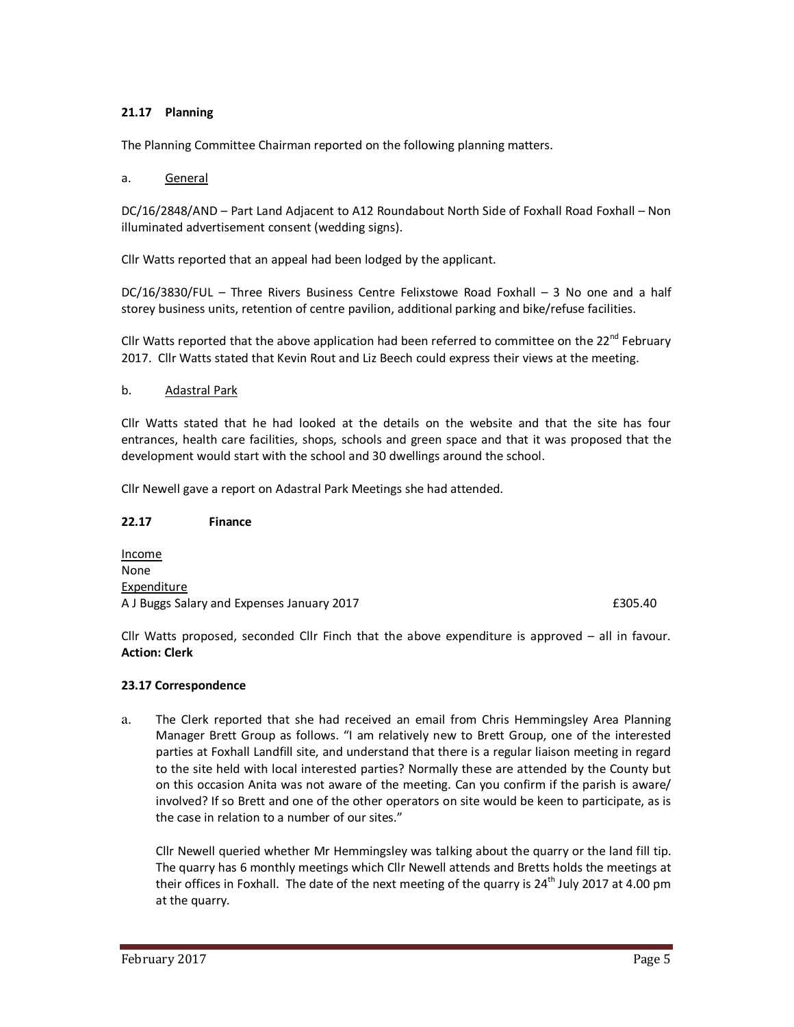### 21.17 Planning

The Planning Committee Chairman reported on the following planning matters.

a. General

DC/16/2848/AND – Part Land Adjacent to A12 Roundabout North Side of Foxhall Road Foxhall – Non illuminated advertisement consent (wedding signs).

Cllr Watts reported that an appeal had been lodged by the applicant.

DC/16/3830/FUL – Three Rivers Business Centre Felixstowe Road Foxhall – 3 No one and a half storey business units, retention of centre pavilion, additional parking and bike/refuse facilities.

Cllr Watts reported that the above application had been referred to committee on the 22nd February 2017. Cllr Watts stated that Kevin Rout and Liz Beech could express their views at the meeting.

b. Adastral Park

Cllr Watts stated that he had looked at the details on the website and that the site has four entrances, health care facilities, shops, schools and green space and that it was proposed that the development would start with the school and 30 dwellings around the school.

Cllr Newell gave a report on Adastral Park Meetings she had attended.

### 22.17 Finance

Income
None
Expenditure

| | |
|---|---|
| A J Buggs Salary and Expenses January 2017 | £305.40 |

Cllr Watts proposed, seconded Cllr Finch that the above expenditure is approved – all in favour. **Action: Clerk**

### 23.17 Correspondence

a. The Clerk reported that she had received an email from Chris Hemmingsley Area Planning Manager Brett Group as follows. "I am relatively new to Brett Group, one of the interested parties at Foxhall Landfill site, and understand that there is a regular liaison meeting in regard to the site held with local interested parties? Normally these are attended by the County but on this occasion Anita was not aware of the meeting. Can you confirm if the parish is aware/ involved? If so Brett and one of the other operators on site would be keen to participate, as is the case in relation to a number of our sites."

Cllr Newell queried whether Mr Hemmingsley was talking about the quarry or the land fill tip. The quarry has 6 monthly meetings which Cllr Newell attends and Bretts holds the meetings at their offices in Foxhall. The date of the next meeting of the quarry is 24th July 2017 at 4.00 pm at the quarry.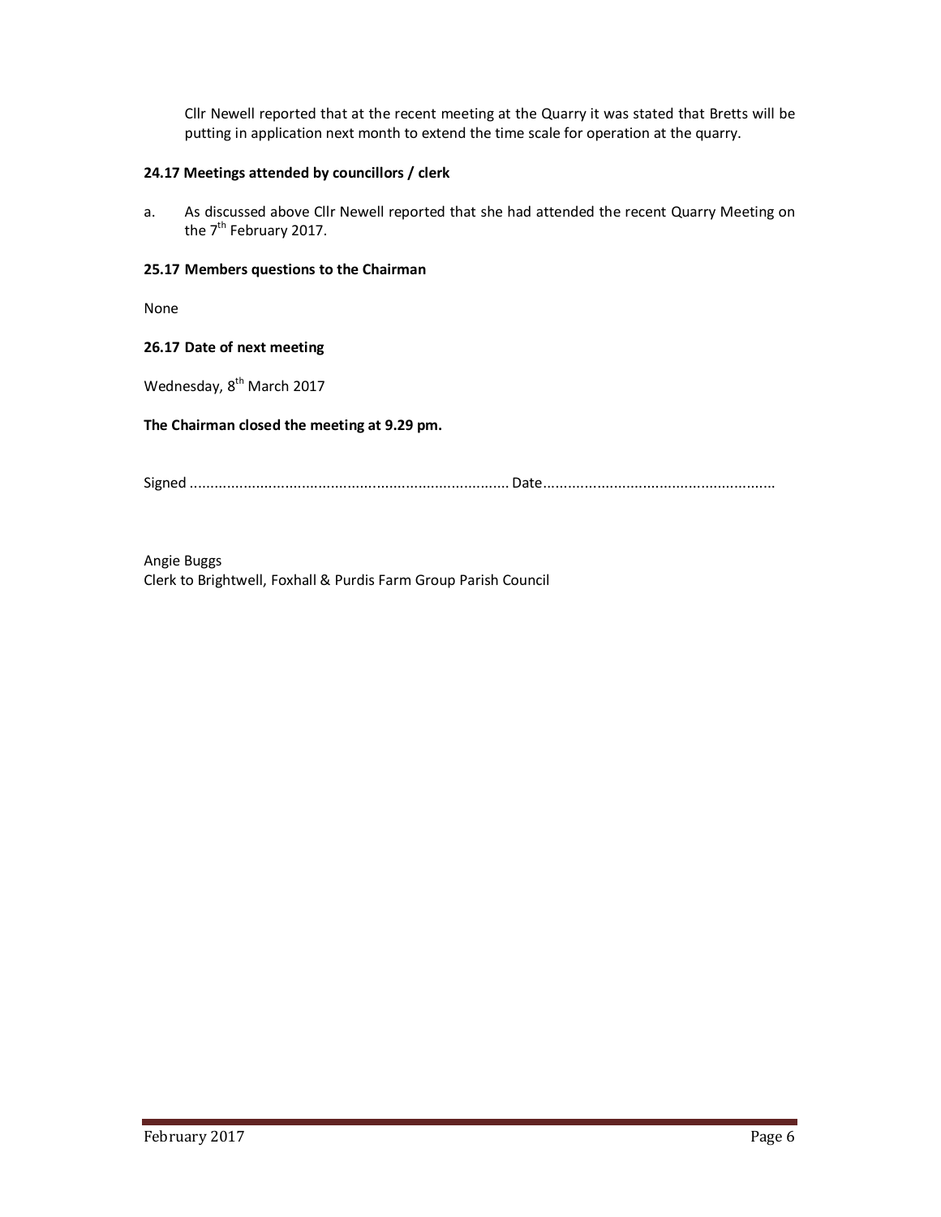Cllr Newell reported that at the recent meeting at the Quarry it was stated that Bretts will be putting in application next month to extend the time scale for operation at the quarry.

**24.17 Meetings attended by councillors / clerk**

a. As discussed above Cllr Newell reported that she had attended the recent Quarry Meeting on the 7th February 2017.

**25.17 Members questions to the Chairman**

None

**26.17 Date of next meeting**

Wednesday, 8th March 2017

**The Chairman closed the meeting at 9.29 pm.**

Signed ............................................................................ Date.......................................................

Angie Buggs
Clerk to Brightwell, Foxhall & Purdis Farm Group Parish Council